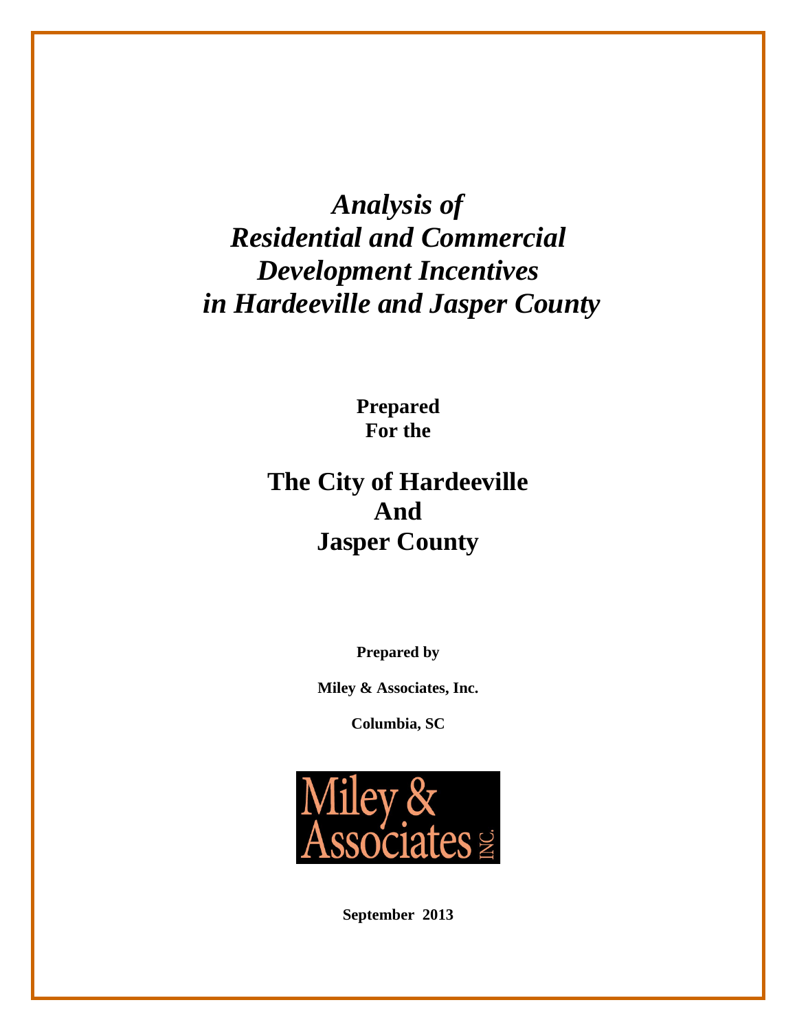# *Analysis of Residential and Commercial Development Incentives in Hardeeville and Jasper County*

**Prepared For the**

## The City of Hardeeville And Jasper County

**Prepared by**

**Miley & Associates, Inc.**

**Columbia, SC**

Miley & Associates INC.

**September 2013**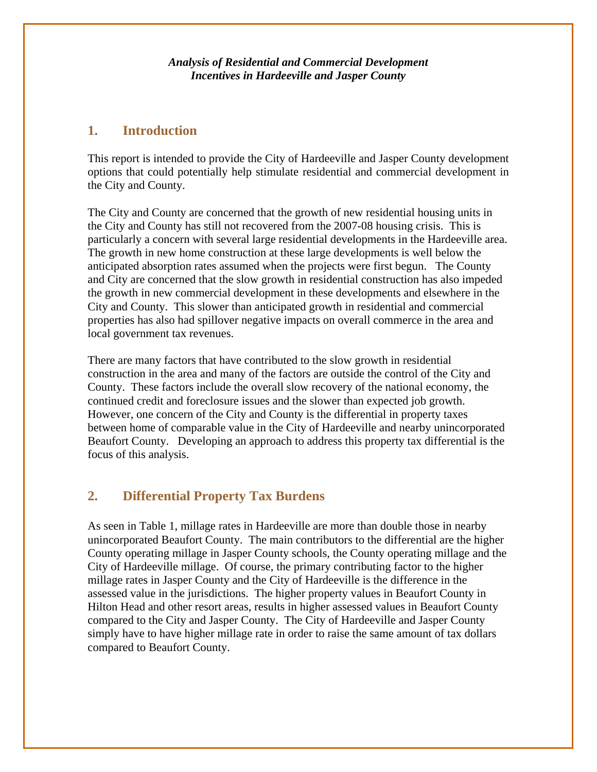*Analysis of Residential and Commercial Development Incentives in Hardeeville and Jasper County*

## 1. Introduction

This report is intended to provide the City of Hardeeville and Jasper County development options that could potentially help stimulate residential and commercial development in the City and County.

The City and County are concerned that the growth of new residential housing units in the City and County has still not recovered from the 2007-08 housing crisis. This is particularly a concern with several large residential developments in the Hardeeville area. The growth in new home construction at these large developments is well below the anticipated absorption rates assumed when the projects were first begun. The County and City are concerned that the slow growth in residential construction has also impeded the growth in new commercial development in these developments and elsewhere in the City and County. This slower than anticipated growth in residential and commercial properties has also had spillover negative impacts on overall commerce in the area and local government tax revenues.

There are many factors that have contributed to the slow growth in residential construction in the area and many of the factors are outside the control of the City and County. These factors include the overall slow recovery of the national economy, the continued credit and foreclosure issues and the slower than expected job growth. However, one concern of the City and County is the differential in property taxes between home of comparable value in the City of Hardeeville and nearby unincorporated Beaufort County. Developing an approach to address this property tax differential is the focus of this analysis.

## 2. Differential Property Tax Burdens

As seen in Table 1, millage rates in Hardeeville are more than double those in nearby unincorporated Beaufort County. The main contributors to the differential are the higher County operating millage in Jasper County schools, the County operating millage and the City of Hardeeville millage. Of course, the primary contributing factor to the higher millage rates in Jasper County and the City of Hardeeville is the difference in the assessed value in the jurisdictions. The higher property values in Beaufort County in Hilton Head and other resort areas, results in higher assessed values in Beaufort County compared to the City and Jasper County. The City of Hardeeville and Jasper County simply have to have higher millage rate in order to raise the same amount of tax dollars compared to Beaufort County.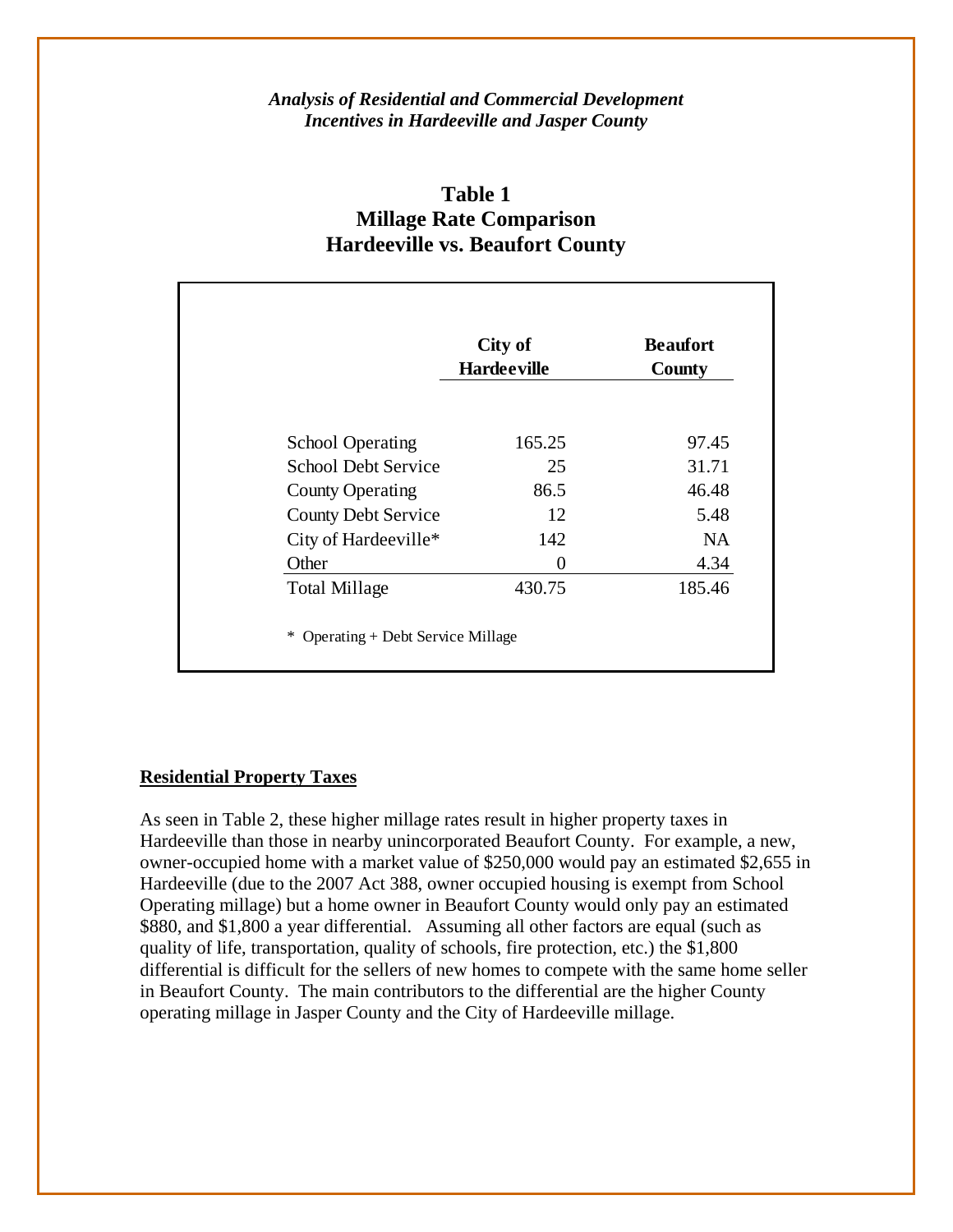*Analysis of Residential and Commercial Development Incentives in Hardeeville and Jasper County*

## Table 1
## Millage Rate Comparison
## Hardeeville vs. Beaufort County

| | City of Hardeeville | Beaufort County |
|---|---|---|
| School Operating | 165.25 | 97.45 |
| School Debt Service | 25 | 31.71 |
| County Operating | 86.5 | 46.48 |
| County Debt Service | 12 | 5.48 |
| City of Hardeeville* | 142 | NA |
| Other | 0 | 4.34 |
| Total Millage | 430.75 | 185.46 |

\* Operating + Debt Service Millage

**Residential Property Taxes**

As seen in Table 2, these higher millage rates result in higher property taxes in Hardeeville than those in nearby unincorporated Beaufort County. For example, a new, owner-occupied home with a market value of $250,000 would pay an estimated $2,655 in Hardeeville (due to the 2007 Act 388, owner occupied housing is exempt from School Operating millage) but a home owner in Beaufort County would only pay an estimated $880, and $1,800 a year differential. Assuming all other factors are equal (such as quality of life, transportation, quality of schools, fire protection, etc.) the $1,800 differential is difficult for the sellers of new homes to compete with the same home seller in Beaufort County. The main contributors to the differential are the higher County operating millage in Jasper County and the City of Hardeeville millage.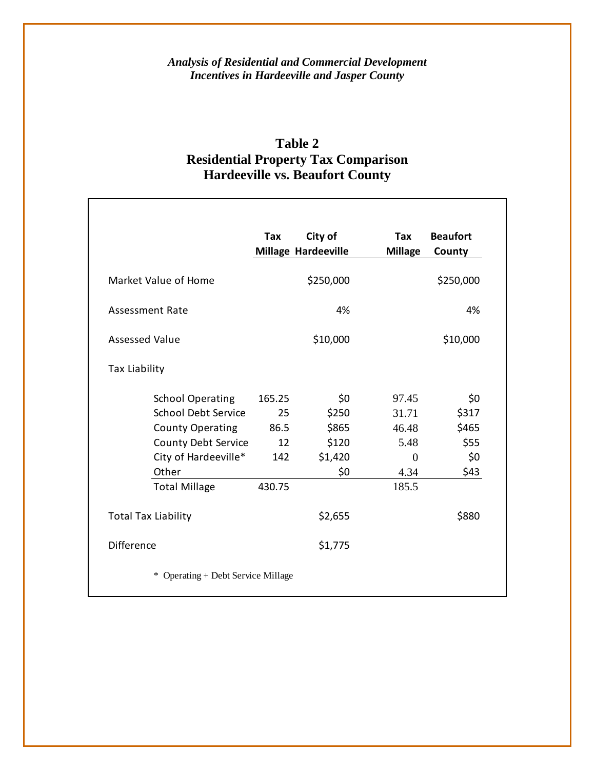*Analysis of Residential and Commercial Development Incentives in Hardeeville and Jasper County*

## Table 2
## Residential Property Tax Comparison
## Hardeeville vs. Beaufort County

| | Tax Millage | City of Hardeeville | Tax Millage | Beaufort County |
|---|---|---|---|---|
| Market Value of Home | | $250,000 | | $250,000 |
| Assessment Rate | | 4% | | 4% |
| Assessed Value | | $10,000 | | $10,000 |
| Tax Liability | | | | |
| School Operating | 165.25 | $0 | 97.45 | $0 |
| School Debt Service | 25 | $250 | 31.71 | $317 |
| County Operating | 86.5 | $865 | 46.48 | $465 |
| County Debt Service | 12 | $120 | 5.48 | $55 |
| City of Hardeeville* | 142 | $1,420 | 0 | $0 |
| Other | | $0 | 4.34 | $43 |
| Total Millage | 430.75 | | 185.5 | |
| Total Tax Liability | | $2,655 | | $880 |
| Difference | | $1,775 | | |

\* Operating + Debt Service Millage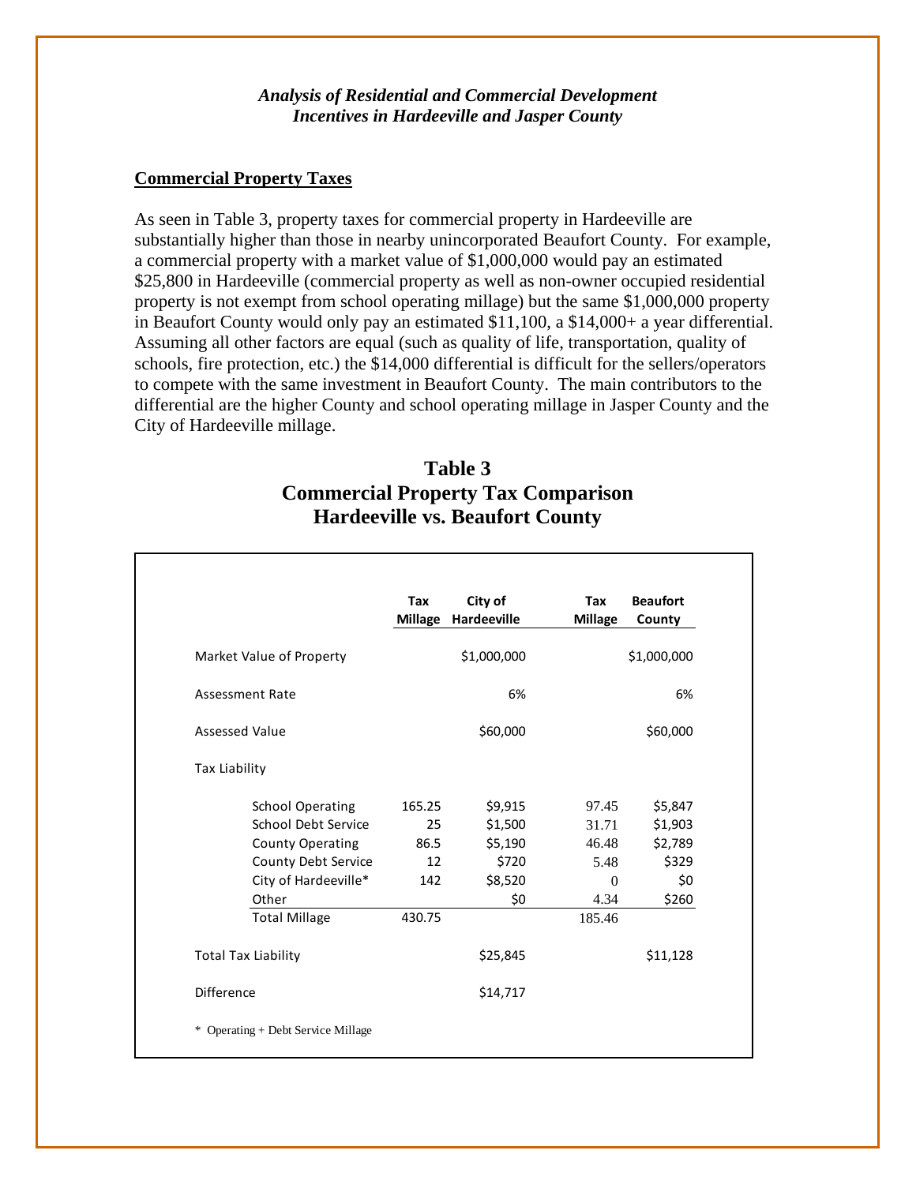*Analysis of Residential and Commercial Development Incentives in Hardeeville and Jasper County*

## Commercial Property Taxes

As seen in Table 3, property taxes for commercial property in Hardeeville are substantially higher than those in nearby unincorporated Beaufort County. For example, a commercial property with a market value of $1,000,000 would pay an estimated $25,800 in Hardeeville (commercial property as well as non-owner occupied residential property is not exempt from school operating millage) but the same $1,000,000 property in Beaufort County would only pay an estimated $11,100, a $14,000+ a year differential. Assuming all other factors are equal (such as quality of life, transportation, quality of schools, fire protection, etc.) the $14,000 differential is difficult for the sellers/operators to compete with the same investment in Beaufort County. The main contributors to the differential are the higher County and school operating millage in Jasper County and the City of Hardeeville millage.

### Table 3
### Commercial Property Tax Comparison
### Hardeeville vs. Beaufort County

| | Tax Millage | City of Hardeeville | Tax Millage | Beaufort County |
|---|---|---|---|---|
| Market Value of Property | | $1,000,000 | | $1,000,000 |
| Assessment Rate | | 6% | | 6% |
| Assessed Value | | $60,000 | | $60,000 |
| Tax Liability | | | | |
| School Operating | 165.25 | $9,915 | 97.45 | $5,847 |
| School Debt Service | 25 | $1,500 | 31.71 | $1,903 |
| County Operating | 86.5 | $5,190 | 46.48 | $2,789 |
| County Debt Service | 12 | $720 | 5.48 | $329 |
| City of Hardeeville* | 142 | $8,520 | 0 | $0 |
| Other | | $0 | 4.34 | $260 |
| Total Millage | 430.75 | | 185.46 | |
| Total Tax Liability | | $25,845 | | $11,128 |
| Difference | | $14,717 | | |

\* Operating + Debt Service Millage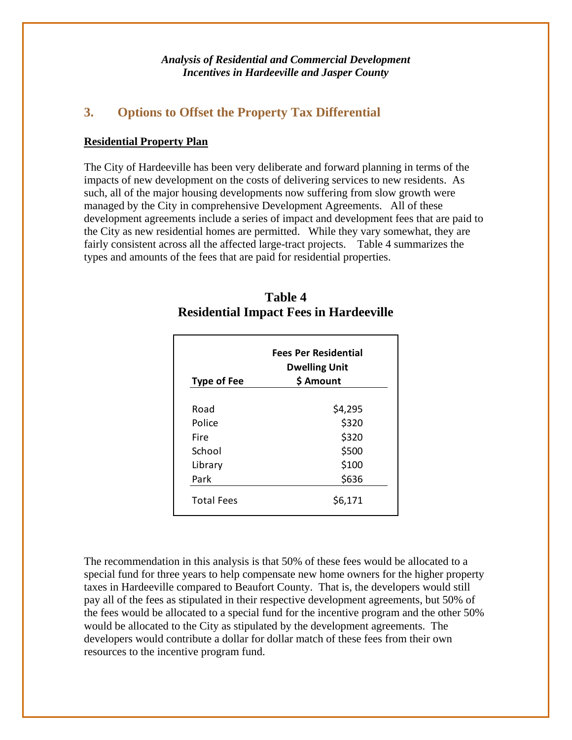## 3. Options to Offset the Property Tax Differential

**Residential Property Plan**

The City of Hardeeville has been very deliberate and forward planning in terms of the impacts of new development on the costs of delivering services to new residents. As such, all of the major housing developments now suffering from slow growth were managed by the City in comprehensive Development Agreements. All of these development agreements include a series of impact and development fees that are paid to the City as new residential homes are permitted. While they vary somewhat, they are fairly consistent across all the affected large-tract projects. Table 4 summarizes the types and amounts of the fees that are paid for residential properties.

**Table 4**
**Residential Impact Fees in Hardeeville**

| Type of Fee | Fees Per Residential Dwelling Unit $ Amount |
|---|---|
| Road | $4,295 |
| Police | $320 |
| Fire | $320 |
| School | $500 |
| Library | $100 |
| Park | $636 |
| Total Fees | $6,171 |

The recommendation in this analysis is that 50% of these fees would be allocated to a special fund for three years to help compensate new home owners for the higher property taxes in Hardeeville compared to Beaufort County. That is, the developers would still pay all of the fees as stipulated in their respective development agreements, but 50% of the fees would be allocated to a special fund for the incentive program and the other 50% would be allocated to the City as stipulated by the development agreements. The developers would contribute a dollar for dollar match of these fees from their own resources to the incentive program fund.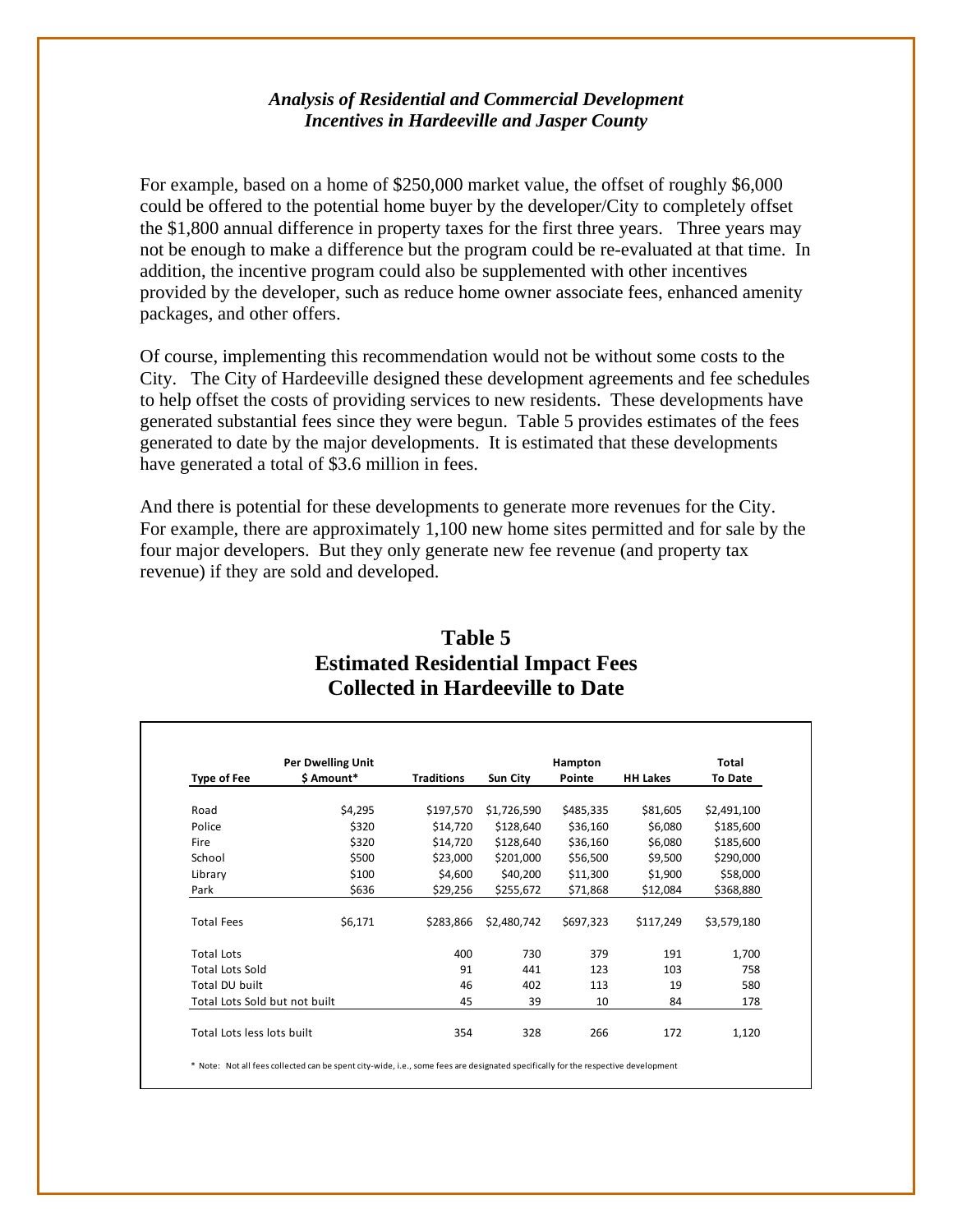For example, based on a home of \$250,000 market value, the offset of roughly \$6,000 could be offered to the potential home buyer by the developer/City to completely offset the \$1,800 annual difference in property taxes for the first three years. Three years may not be enough to make a difference but the program could be re-evaluated at that time. In addition, the incentive program could also be supplemented with other incentives provided by the developer, such as reduce home owner associate fees, enhanced amenity packages, and other offers.

Of course, implementing this recommendation would not be without some costs to the City. The City of Hardeeville designed these development agreements and fee schedules to help offset the costs of providing services to new residents. These developments have generated substantial fees since they were begun. Table 5 provides estimates of the fees generated to date by the major developments. It is estimated that these developments have generated a total of \$3.6 million in fees.

And there is potential for these developments to generate more revenues for the City. For example, there are approximately 1,100 new home sites permitted and for sale by the four major developers. But they only generate new fee revenue (and property tax revenue) if they are sold and developed.

## Table 5
## Estimated Residential Impact Fees Collected in Hardeeville to Date

| Type of Fee | Per Dwelling Unit \$ Amount* | Traditions | Sun City | Hampton Pointe | HH Lakes | Total To Date |
|---|---|---|---|---|---|---|
| Road | \$4,295 | \$197,570 | \$1,726,590 | \$485,335 | \$81,605 | \$2,491,100 |
| Police | \$320 | \$14,720 | \$128,640 | \$36,160 | \$6,080 | \$185,600 |
| Fire | \$320 | \$14,720 | \$128,640 | \$36,160 | \$6,080 | \$185,600 |
| School | \$500 | \$23,000 | \$201,000 | \$56,500 | \$9,500 | \$290,000 |
| Library | \$100 | \$4,600 | \$40,200 | \$11,300 | \$1,900 | \$58,000 |
| Park | \$636 | \$29,256 | \$255,672 | \$71,868 | \$12,084 | \$368,880 |
| Total Fees | \$6,171 | \$283,866 | \$2,480,742 | \$697,323 | \$117,249 | \$3,579,180 |
| Total Lots | | 400 | 730 | 379 | 191 | 1,700 |
| Total Lots Sold | | 91 | 441 | 123 | 103 | 758 |
| Total DU built | | 46 | 402 | 113 | 19 | 580 |
| Total Lots Sold but not built | | 45 | 39 | 10 | 84 | 178 |
| Total Lots less lots built | | 354 | 328 | 266 | 172 | 1,120 |

* Note: Not all fees collected can be spent city-wide, i.e., some fees are designated specifically for the respective development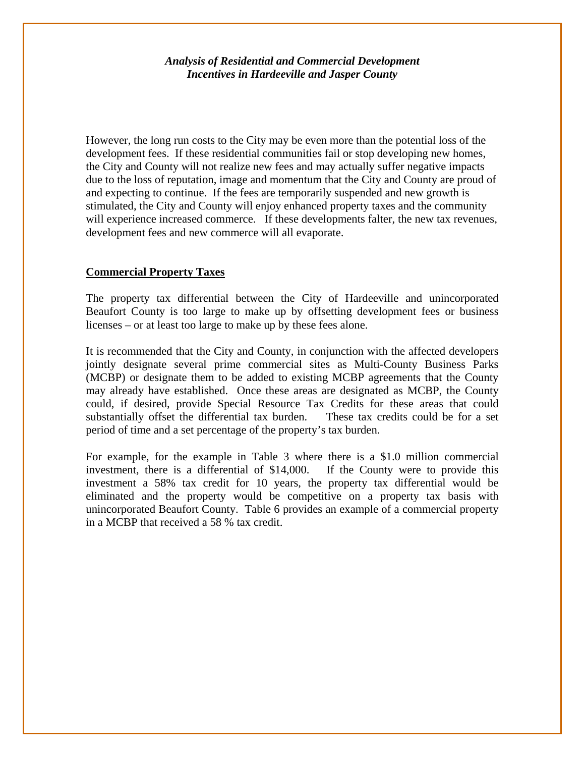However, the long run costs to the City may be even more than the potential loss of the development fees. If these residential communities fail or stop developing new homes, the City and County will not realize new fees and may actually suffer negative impacts due to the loss of reputation, image and momentum that the City and County are proud of and expecting to continue. If the fees are temporarily suspended and new growth is stimulated, the City and County will enjoy enhanced property taxes and the community will experience increased commerce. If these developments falter, the new tax revenues, development fees and new commerce will all evaporate.

## Commercial Property Taxes

The property tax differential between the City of Hardeeville and unincorporated Beaufort County is too large to make up by offsetting development fees or business licenses – or at least too large to make up by these fees alone.

It is recommended that the City and County, in conjunction with the affected developers jointly designate several prime commercial sites as Multi-County Business Parks (MCBP) or designate them to be added to existing MCBP agreements that the County may already have established. Once these areas are designated as MCBP, the County could, if desired, provide Special Resource Tax Credits for these areas that could substantially offset the differential tax burden. These tax credits could be for a set period of time and a set percentage of the property's tax burden.

For example, for the example in Table 3 where there is a $1.0 million commercial investment, there is a differential of $14,000. If the County were to provide this investment a 58% tax credit for 10 years, the property tax differential would be eliminated and the property would be competitive on a property tax basis with unincorporated Beaufort County. Table 6 provides an example of a commercial property in a MCBP that received a 58 % tax credit.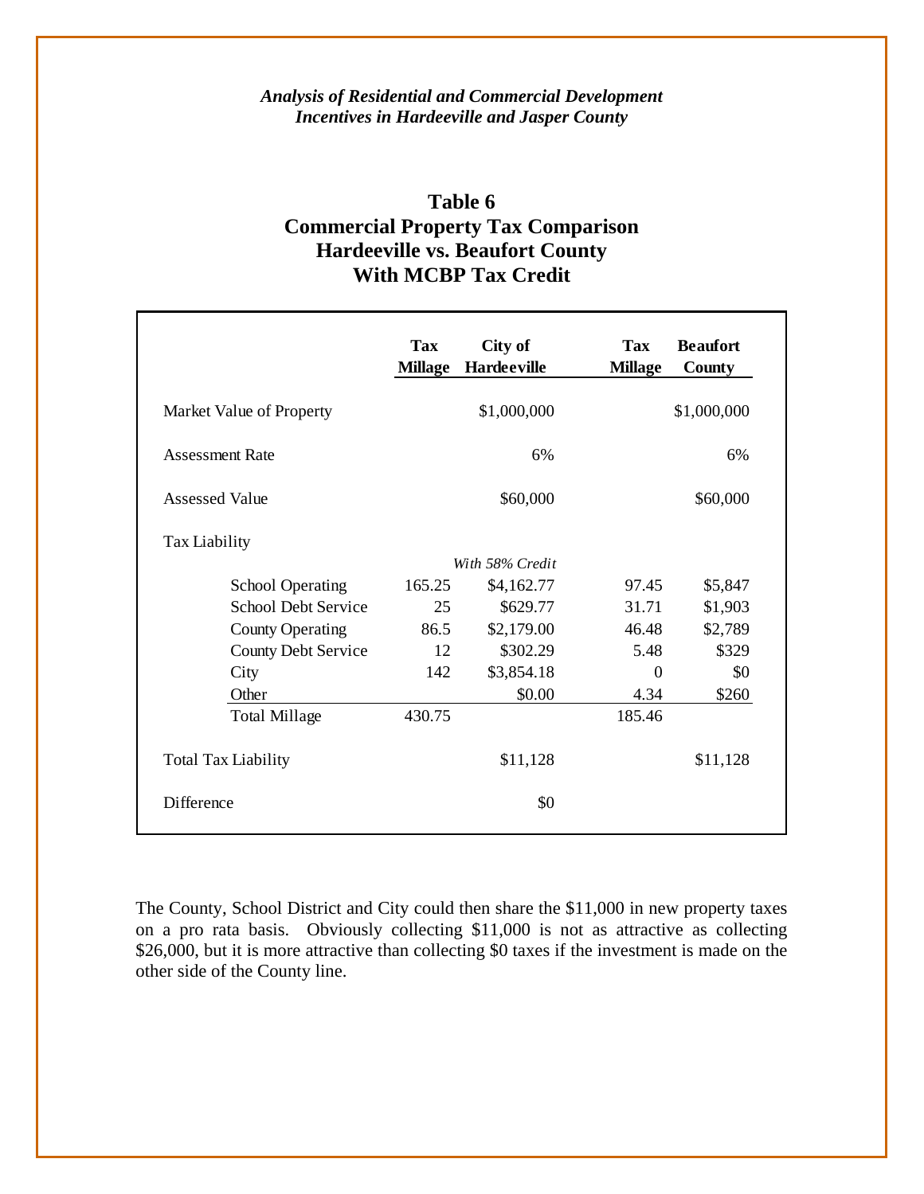## Table 6
## Commercial Property Tax Comparison
## Hardeeville vs. Beaufort County
## With MCBP Tax Credit

| | Tax Millage | City of Hardeeville | Tax Millage | Beaufort County |
|---|---|---|---|---|
| Market Value of Property | | $1,000,000 | | $1,000,000 |
| Assessment Rate | | 6% | | 6% |
| Assessed Value | | $60,000 | | $60,000 |
| Tax Liability | | | | |
| | | *With 58% Credit* | | |
| School Operating | 165.25 | $4,162.77 | 97.45 | $5,847 |
| School Debt Service | 25 | $629.77 | 31.71 | $1,903 |
| County Operating | 86.5 | $2,179.00 | 46.48 | $2,789 |
| County Debt Service | 12 | $302.29 | 5.48 | $329 |
| City | 142 | $3,854.18 | 0 | $0 |
| Other | | $0.00 | 4.34 | $260 |
| Total Millage | 430.75 | | 185.46 | |
| Total Tax Liability | | $11,128 | | $11,128 |
| Difference | | $0 | | |

The County, School District and City could then share the $11,000 in new property taxes on a pro rata basis. Obviously collecting $11,000 is not as attractive as collecting $26,000, but it is more attractive than collecting $0 taxes if the investment is made on the other side of the County line.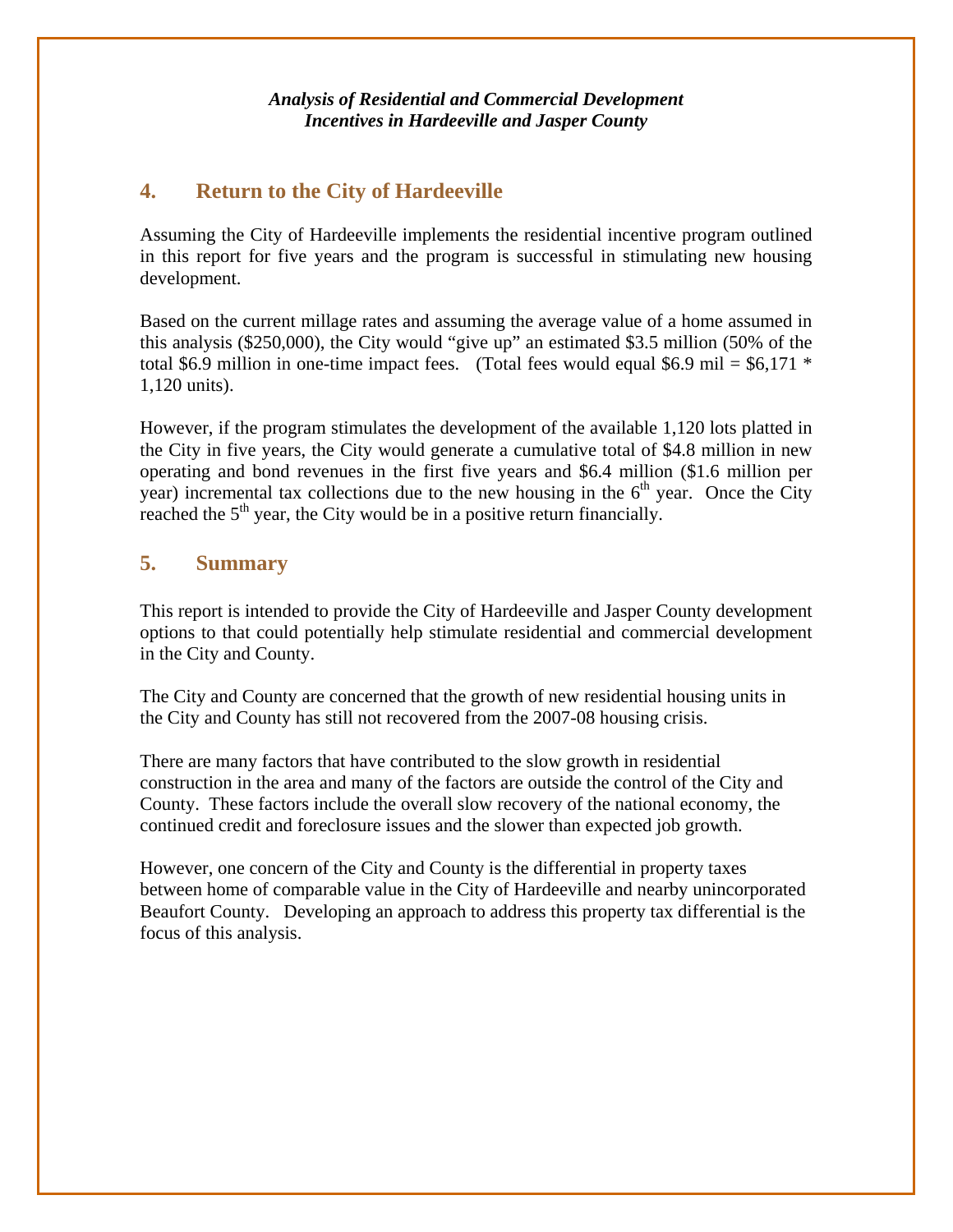## 4. Return to the City of Hardeeville

Assuming the City of Hardeeville implements the residential incentive program outlined in this report for five years and the program is successful in stimulating new housing development.

Based on the current millage rates and assuming the average value of a home assumed in this analysis ($250,000), the City would "give up" an estimated $3.5 million (50% of the total $6.9 million in one-time impact fees. (Total fees would equal $6.9 mil = $6,171 * 1,120 units).

However, if the program stimulates the development of the available 1,120 lots platted in the City in five years, the City would generate a cumulative total of $4.8 million in new operating and bond revenues in the first five years and $6.4 million ($1.6 million per year) incremental tax collections due to the new housing in the 6th year. Once the City reached the 5th year, the City would be in a positive return financially.

## 5. Summary

This report is intended to provide the City of Hardeeville and Jasper County development options to that could potentially help stimulate residential and commercial development in the City and County.

The City and County are concerned that the growth of new residential housing units in the City and County has still not recovered from the 2007-08 housing crisis.

There are many factors that have contributed to the slow growth in residential construction in the area and many of the factors are outside the control of the City and County. These factors include the overall slow recovery of the national economy, the continued credit and foreclosure issues and the slower than expected job growth.

However, one concern of the City and County is the differential in property taxes between home of comparable value in the City of Hardeeville and nearby unincorporated Beaufort County. Developing an approach to address this property tax differential is the focus of this analysis.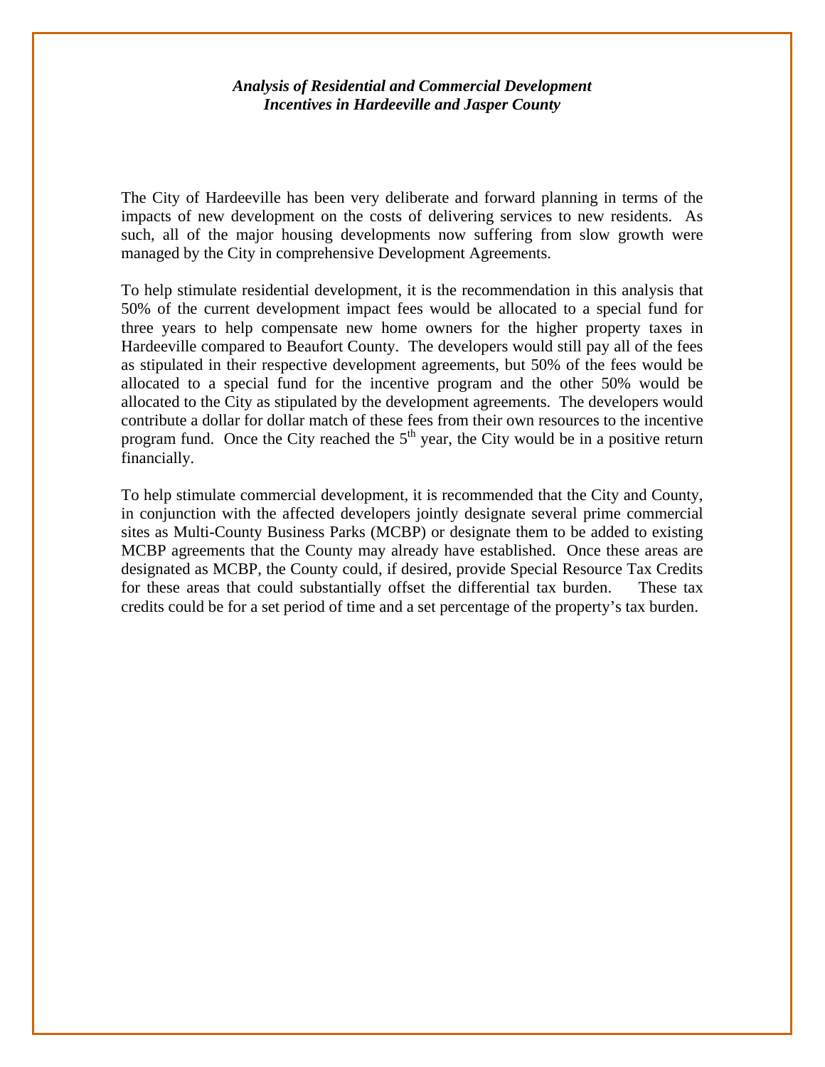***Analysis of Residential and Commercial Development Incentives in Hardeeville and Jasper County***

The City of Hardeeville has been very deliberate and forward planning in terms of the impacts of new development on the costs of delivering services to new residents. As such, all of the major housing developments now suffering from slow growth were managed by the City in comprehensive Development Agreements.

To help stimulate residential development, it is the recommendation in this analysis that 50% of the current development impact fees would be allocated to a special fund for three years to help compensate new home owners for the higher property taxes in Hardeeville compared to Beaufort County. The developers would still pay all of the fees as stipulated in their respective development agreements, but 50% of the fees would be allocated to a special fund for the incentive program and the other 50% would be allocated to the City as stipulated by the development agreements. The developers would contribute a dollar for dollar match of these fees from their own resources to the incentive program fund. Once the City reached the 5th year, the City would be in a positive return financially.

To help stimulate commercial development, it is recommended that the City and County, in conjunction with the affected developers jointly designate several prime commercial sites as Multi-County Business Parks (MCBP) or designate them to be added to existing MCBP agreements that the County may already have established. Once these areas are designated as MCBP, the County could, if desired, provide Special Resource Tax Credits for these areas that could substantially offset the differential tax burden. These tax credits could be for a set period of time and a set percentage of the property's tax burden.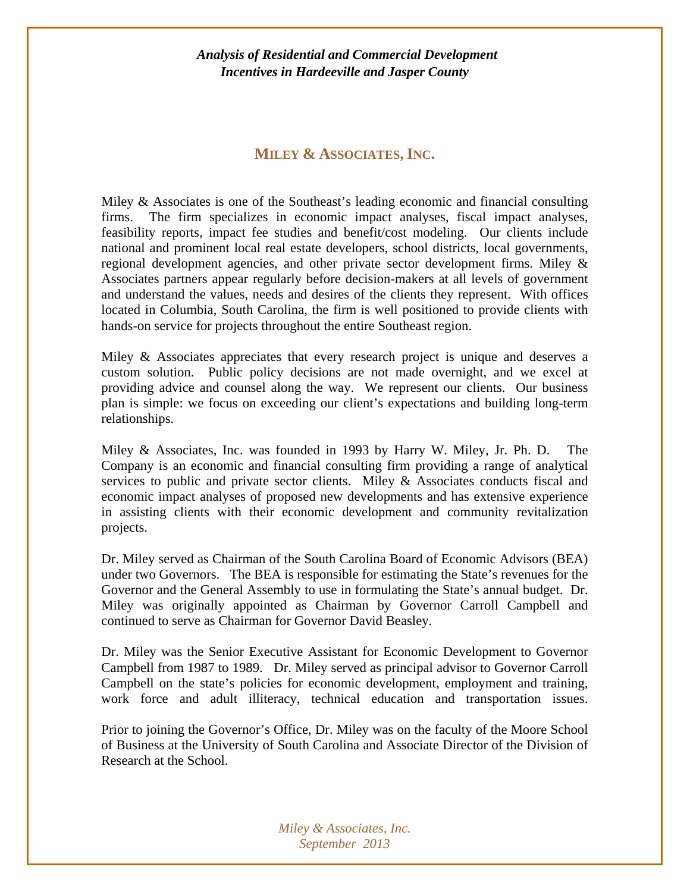## MILEY & ASSOCIATES, INC.

Miley & Associates is one of the Southeast's leading economic and financial consulting firms. The firm specializes in economic impact analyses, fiscal impact analyses, feasibility reports, impact fee studies and benefit/cost modeling. Our clients include national and prominent local real estate developers, school districts, local governments, regional development agencies, and other private sector development firms. Miley & Associates partners appear regularly before decision-makers at all levels of government and understand the values, needs and desires of the clients they represent. With offices located in Columbia, South Carolina, the firm is well positioned to provide clients with hands-on service for projects throughout the entire Southeast region.

Miley & Associates appreciates that every research project is unique and deserves a custom solution. Public policy decisions are not made overnight, and we excel at providing advice and counsel along the way. We represent our clients. Our business plan is simple: we focus on exceeding our client's expectations and building long-term relationships.

Miley & Associates, Inc. was founded in 1993 by Harry W. Miley, Jr. Ph. D. The Company is an economic and financial consulting firm providing a range of analytical services to public and private sector clients. Miley & Associates conducts fiscal and economic impact analyses of proposed new developments and has extensive experience in assisting clients with their economic development and community revitalization projects.

Dr. Miley served as Chairman of the South Carolina Board of Economic Advisors (BEA) under two Governors. The BEA is responsible for estimating the State's revenues for the Governor and the General Assembly to use in formulating the State's annual budget. Dr. Miley was originally appointed as Chairman by Governor Carroll Campbell and continued to serve as Chairman for Governor David Beasley.

Dr. Miley was the Senior Executive Assistant for Economic Development to Governor Campbell from 1987 to 1989. Dr. Miley served as principal advisor to Governor Carroll Campbell on the state's policies for economic development, employment and training, work force and adult illiteracy, technical education and transportation issues.

Prior to joining the Governor's Office, Dr. Miley was on the faculty of the Moore School of Business at the University of South Carolina and Associate Director of the Division of Research at the School.